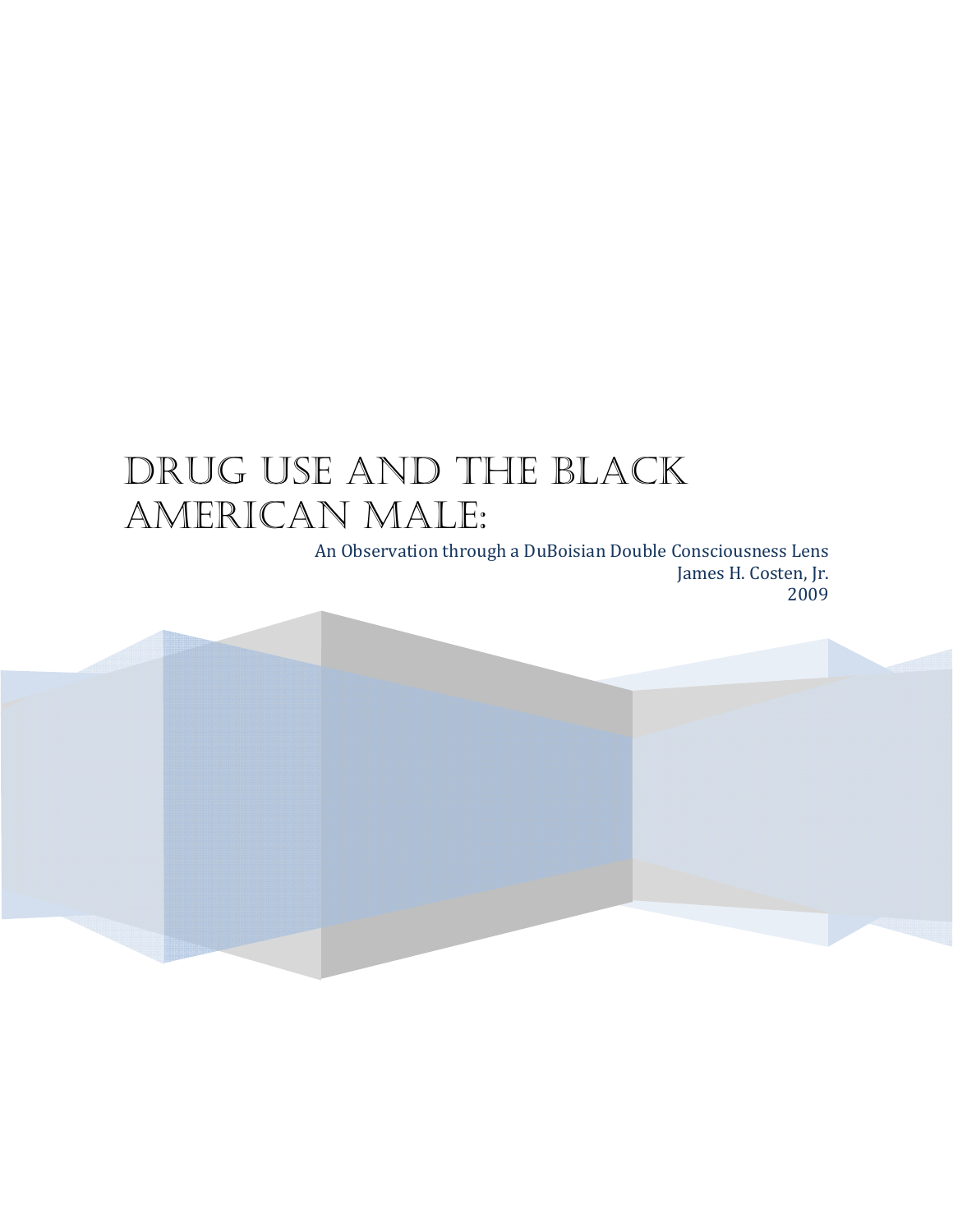# Drug Use and the Black American Male:

An Observation through a DuBoisian Double Consciousness Lens

James H. Costen, Jr.

2009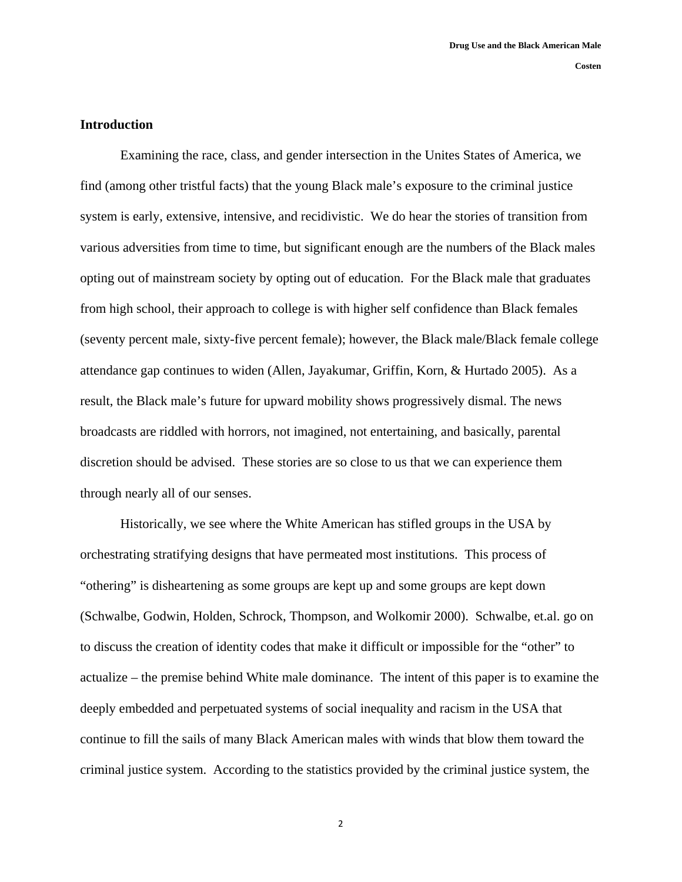## Introduction

Examining the race, class, and gender intersection in the Unites States of America, we find (among other tristful facts) that the young Black male's exposure to the criminal justice system is early, extensive, intensive, and recidivistic. We do hear the stories of transition from various adversities from time to time, but significant enough are the numbers of the Black males opting out of mainstream society by opting out of education. For the Black male that graduates from high school, their approach to college is with higher self confidence than Black females (seventy percent male, sixty-five percent female); however, the Black male/Black female college attendance gap continues to widen (Allen, Jayakumar, Griffin, Korn, & Hurtado 2005). As a result, the Black male's future for upward mobility shows progressively dismal. The news broadcasts are riddled with horrors, not imagined, not entertaining, and basically, parental discretion should be advised. These stories are so close to us that we can experience them through nearly all of our senses.

Historically, we see where the White American has stifled groups in the USA by orchestrating stratifying designs that have permeated most institutions. This process of "othering" is disheartening as some groups are kept up and some groups are kept down (Schwalbe, Godwin, Holden, Schrock, Thompson, and Wolkomir 2000). Schwalbe, et.al. go on to discuss the creation of identity codes that make it difficult or impossible for the "other" to actualize – the premise behind White male dominance. The intent of this paper is to examine the deeply embedded and perpetuated systems of social inequality and racism in the USA that continue to fill the sails of many Black American males with winds that blow them toward the criminal justice system. According to the statistics provided by the criminal justice system, the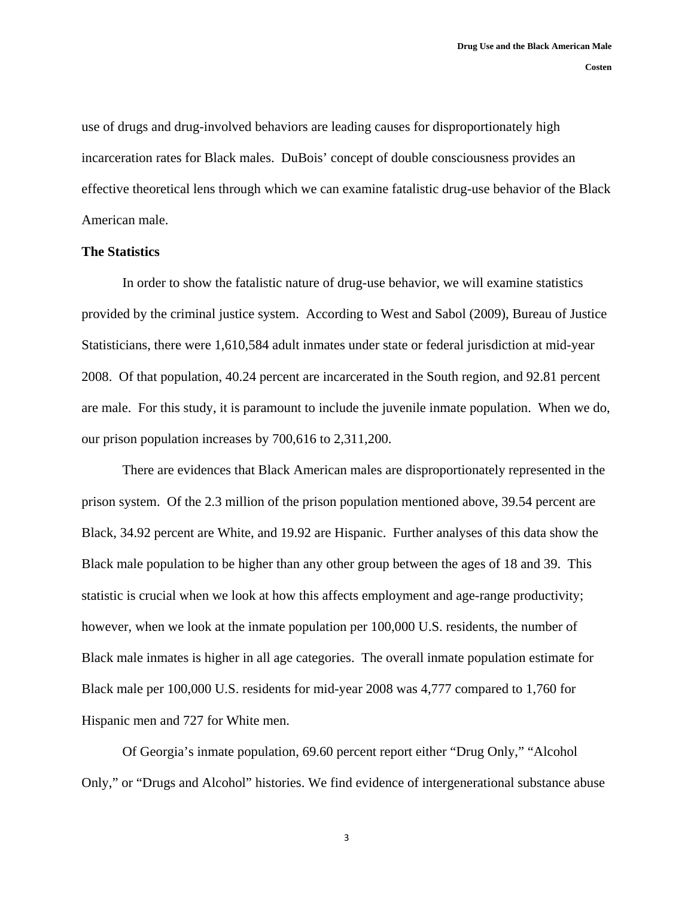use of drugs and drug-involved behaviors are leading causes for disproportionately high incarceration rates for Black males. DuBois' concept of double consciousness provides an effective theoretical lens through which we can examine fatalistic drug-use behavior of the Black American male.

**The Statistics**

In order to show the fatalistic nature of drug-use behavior, we will examine statistics provided by the criminal justice system. According to West and Sabol (2009), Bureau of Justice Statisticians, there were 1,610,584 adult inmates under state or federal jurisdiction at mid-year 2008. Of that population, 40.24 percent are incarcerated in the South region, and 92.81 percent are male. For this study, it is paramount to include the juvenile inmate population. When we do, our prison population increases by 700,616 to 2,311,200.

There are evidences that Black American males are disproportionately represented in the prison system. Of the 2.3 million of the prison population mentioned above, 39.54 percent are Black, 34.92 percent are White, and 19.92 are Hispanic. Further analyses of this data show the Black male population to be higher than any other group between the ages of 18 and 39. This statistic is crucial when we look at how this affects employment and age-range productivity; however, when we look at the inmate population per 100,000 U.S. residents, the number of Black male inmates is higher in all age categories. The overall inmate population estimate for Black male per 100,000 U.S. residents for mid-year 2008 was 4,777 compared to 1,760 for Hispanic men and 727 for White men.

Of Georgia's inmate population, 69.60 percent report either "Drug Only," "Alcohol Only," or "Drugs and Alcohol" histories. We find evidence of intergenerational substance abuse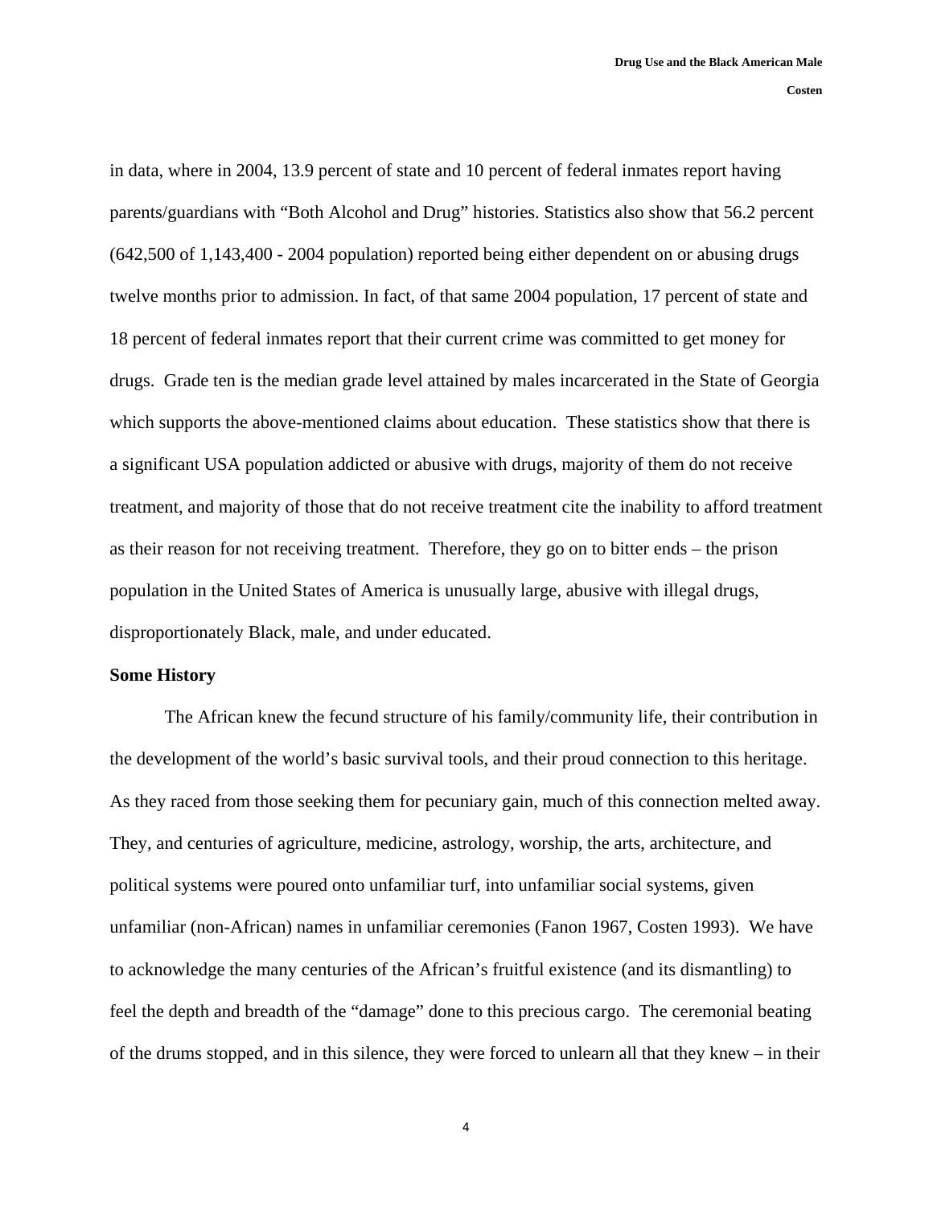in data, where in 2004, 13.9 percent of state and 10 percent of federal inmates report having parents/guardians with "Both Alcohol and Drug" histories. Statistics also show that 56.2 percent (642,500 of 1,143,400 - 2004 population) reported being either dependent on or abusing drugs twelve months prior to admission. In fact, of that same 2004 population, 17 percent of state and 18 percent of federal inmates report that their current crime was committed to get money for drugs. Grade ten is the median grade level attained by males incarcerated in the State of Georgia which supports the above-mentioned claims about education. These statistics show that there is a significant USA population addicted or abusive with drugs, majority of them do not receive treatment, and majority of those that do not receive treatment cite the inability to afford treatment as their reason for not receiving treatment. Therefore, they go on to bitter ends – the prison population in the United States of America is unusually large, abusive with illegal drugs, disproportionately Black, male, and under educated.

**Some History**

The African knew the fecund structure of his family/community life, their contribution in the development of the world's basic survival tools, and their proud connection to this heritage. As they raced from those seeking them for pecuniary gain, much of this connection melted away. They, and centuries of agriculture, medicine, astrology, worship, the arts, architecture, and political systems were poured onto unfamiliar turf, into unfamiliar social systems, given unfamiliar (non-African) names in unfamiliar ceremonies (Fanon 1967, Costen 1993). We have to acknowledge the many centuries of the African's fruitful existence (and its dismantling) to feel the depth and breadth of the "damage" done to this precious cargo. The ceremonial beating of the drums stopped, and in this silence, they were forced to unlearn all that they knew – in their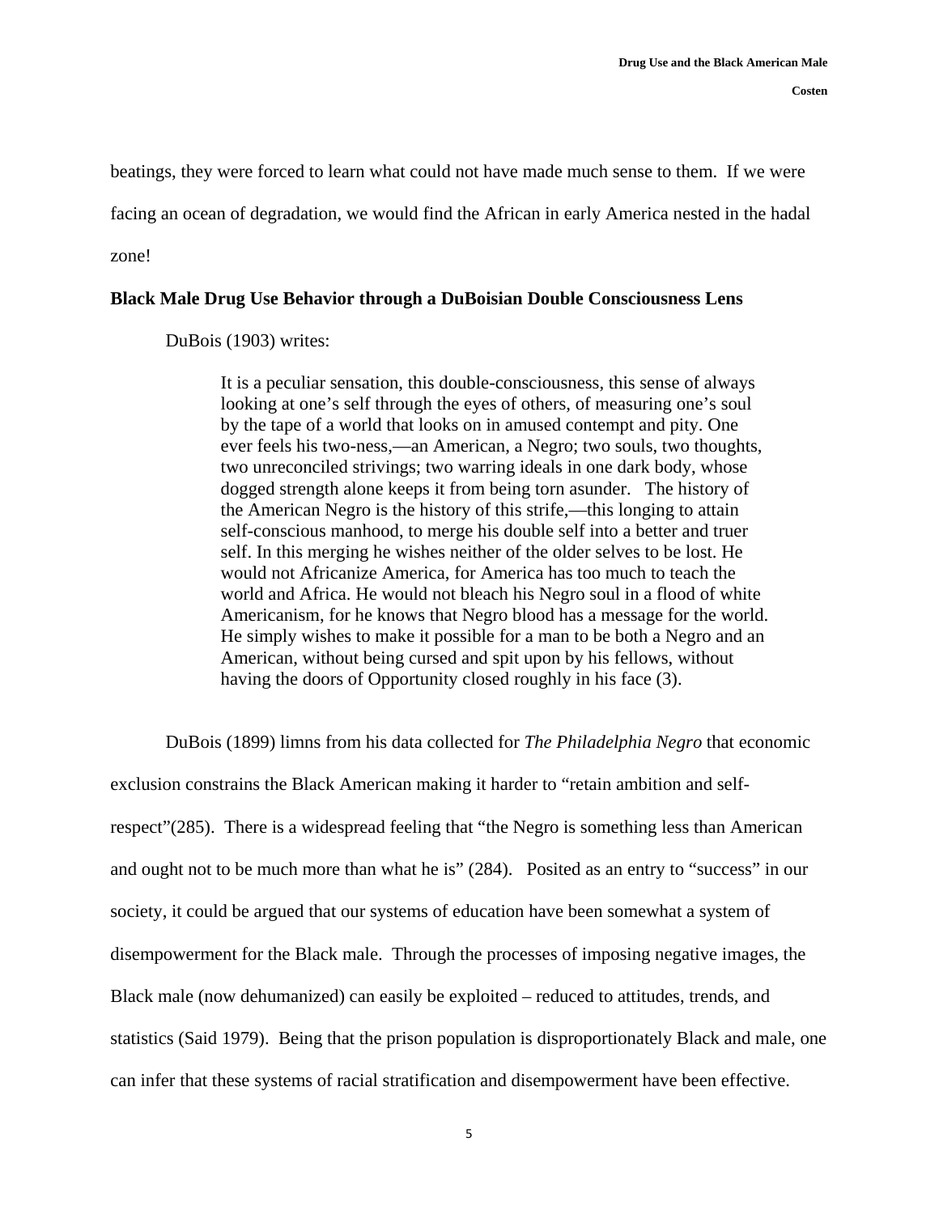beatings, they were forced to learn what could not have made much sense to them. If we were facing an ocean of degradation, we would find the African in early America nested in the hadal zone!

**Black Male Drug Use Behavior through a DuBoisian Double Consciousness Lens**

DuBois (1903) writes:

> It is a peculiar sensation, this double-consciousness, this sense of always looking at one's self through the eyes of others, of measuring one's soul by the tape of a world that looks on in amused contempt and pity. One ever feels his two-ness,—an American, a Negro; two souls, two thoughts, two unreconciled strivings; two warring ideals in one dark body, whose dogged strength alone keeps it from being torn asunder. The history of the American Negro is the history of this strife,—this longing to attain self-conscious manhood, to merge his double self into a better and truer self. In this merging he wishes neither of the older selves to be lost. He would not Africanize America, for America has too much to teach the world and Africa. He would not bleach his Negro soul in a flood of white Americanism, for he knows that Negro blood has a message for the world. He simply wishes to make it possible for a man to be both a Negro and an American, without being cursed and spit upon by his fellows, without having the doors of Opportunity closed roughly in his face (3).

DuBois (1899) limns from his data collected for *The Philadelphia Negro* that economic exclusion constrains the Black American making it harder to "retain ambition and self-respect"(285). There is a widespread feeling that "the Negro is something less than American and ought not to be much more than what he is" (284). Posited as an entry to "success" in our society, it could be argued that our systems of education have been somewhat a system of disempowerment for the Black male. Through the processes of imposing negative images, the Black male (now dehumanized) can easily be exploited – reduced to attitudes, trends, and statistics (Said 1979). Being that the prison population is disproportionately Black and male, one can infer that these systems of racial stratification and disempowerment have been effective.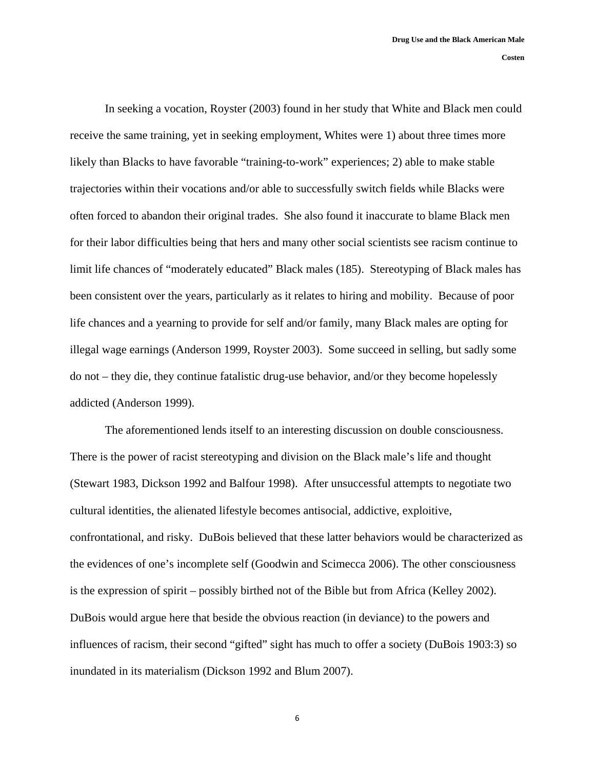In seeking a vocation, Royster (2003) found in her study that White and Black men could receive the same training, yet in seeking employment, Whites were 1) about three times more likely than Blacks to have favorable "training-to-work" experiences; 2) able to make stable trajectories within their vocations and/or able to successfully switch fields while Blacks were often forced to abandon their original trades. She also found it inaccurate to blame Black men for their labor difficulties being that hers and many other social scientists see racism continue to limit life chances of "moderately educated" Black males (185). Stereotyping of Black males has been consistent over the years, particularly as it relates to hiring and mobility. Because of poor life chances and a yearning to provide for self and/or family, many Black males are opting for illegal wage earnings (Anderson 1999, Royster 2003). Some succeed in selling, but sadly some do not – they die, they continue fatalistic drug-use behavior, and/or they become hopelessly addicted (Anderson 1999).

The aforementioned lends itself to an interesting discussion on double consciousness. There is the power of racist stereotyping and division on the Black male's life and thought (Stewart 1983, Dickson 1992 and Balfour 1998). After unsuccessful attempts to negotiate two cultural identities, the alienated lifestyle becomes antisocial, addictive, exploitive, confrontational, and risky. DuBois believed that these latter behaviors would be characterized as the evidences of one's incomplete self (Goodwin and Scimecca 2006). The other consciousness is the expression of spirit – possibly birthed not of the Bible but from Africa (Kelley 2002). DuBois would argue here that beside the obvious reaction (in deviance) to the powers and influences of racism, their second "gifted" sight has much to offer a society (DuBois 1903:3) so inundated in its materialism (Dickson 1992 and Blum 2007).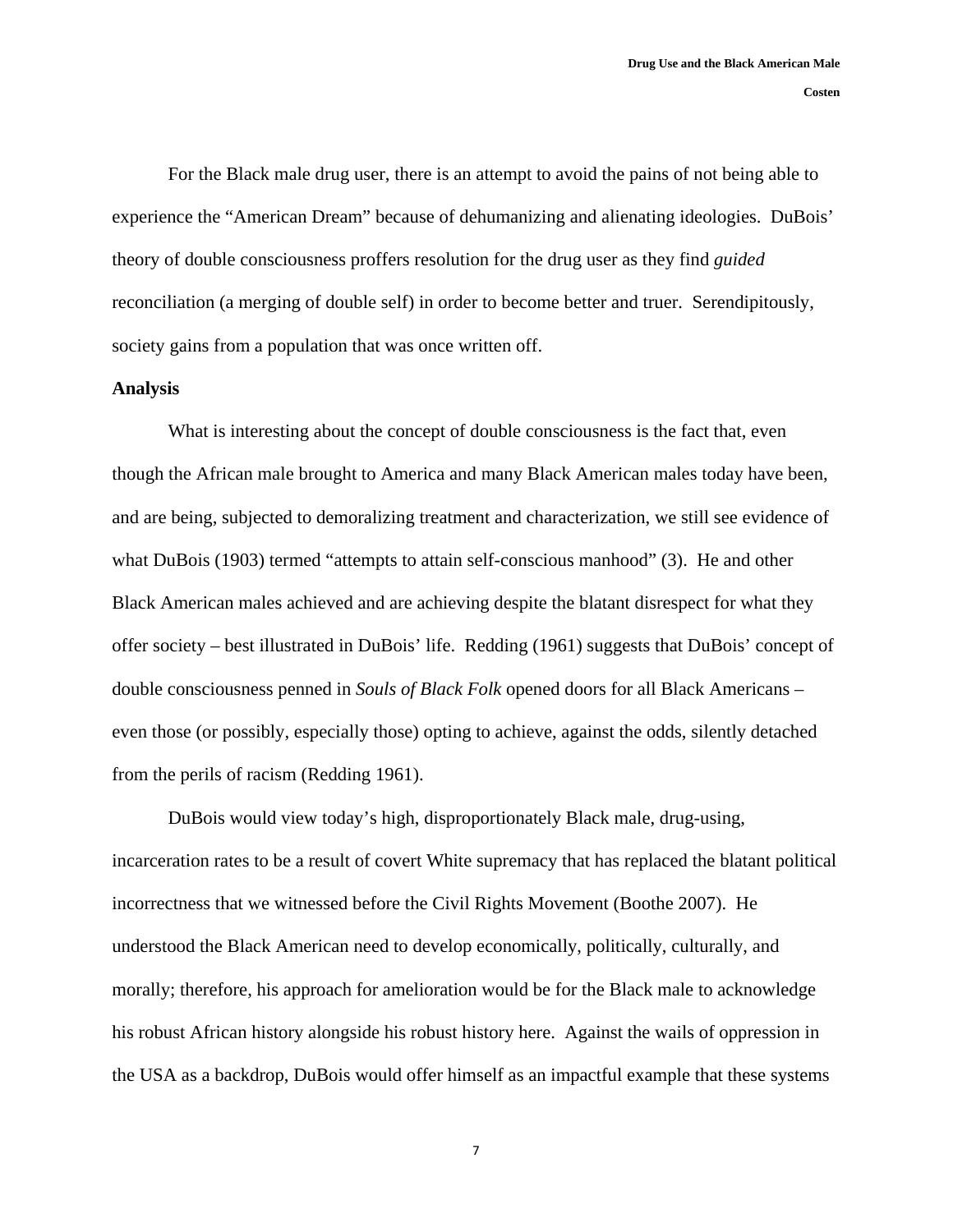For the Black male drug user, there is an attempt to avoid the pains of not being able to experience the "American Dream" because of dehumanizing and alienating ideologies. DuBois' theory of double consciousness proffers resolution for the drug user as they find *guided* reconciliation (a merging of double self) in order to become better and truer. Serendipitously, society gains from a population that was once written off.

**Analysis**

What is interesting about the concept of double consciousness is the fact that, even though the African male brought to America and many Black American males today have been, and are being, subjected to demoralizing treatment and characterization, we still see evidence of what DuBois (1903) termed "attempts to attain self-conscious manhood" (3). He and other Black American males achieved and are achieving despite the blatant disrespect for what they offer society – best illustrated in DuBois' life. Redding (1961) suggests that DuBois' concept of double consciousness penned in *Souls of Black Folk* opened doors for all Black Americans – even those (or possibly, especially those) opting to achieve, against the odds, silently detached from the perils of racism (Redding 1961).

DuBois would view today's high, disproportionately Black male, drug-using, incarceration rates to be a result of covert White supremacy that has replaced the blatant political incorrectness that we witnessed before the Civil Rights Movement (Boothe 2007). He understood the Black American need to develop economically, politically, culturally, and morally; therefore, his approach for amelioration would be for the Black male to acknowledge his robust African history alongside his robust history here. Against the wails of oppression in the USA as a backdrop, DuBois would offer himself as an impactful example that these systems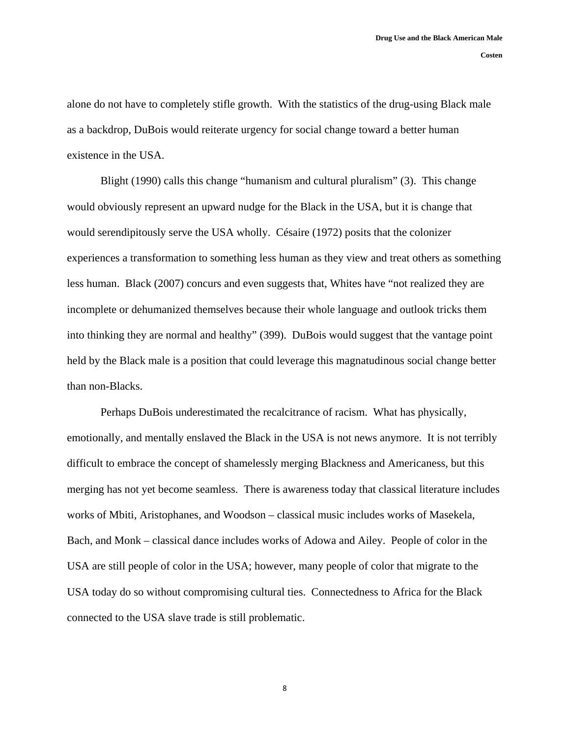alone do not have to completely stifle growth. With the statistics of the drug-using Black male as a backdrop, DuBois would reiterate urgency for social change toward a better human existence in the USA.

Blight (1990) calls this change “humanism and cultural pluralism” (3). This change would obviously represent an upward nudge for the Black in the USA, but it is change that would serendipitously serve the USA wholly. Césaire (1972) posits that the colonizer experiences a transformation to something less human as they view and treat others as something less human. Black (2007) concurs and even suggests that, Whites have “not realized they are incomplete or dehumanized themselves because their whole language and outlook tricks them into thinking they are normal and healthy” (399). DuBois would suggest that the vantage point held by the Black male is a position that could leverage this magnatudinous social change better than non-Blacks.

Perhaps DuBois underestimated the recalcitrance of racism. What has physically, emotionally, and mentally enslaved the Black in the USA is not news anymore. It is not terribly difficult to embrace the concept of shamelessly merging Blackness and Americaness, but this merging has not yet become seamless. There is awareness today that classical literature includes works of Mbiti, Aristophanes, and Woodson – classical music includes works of Masekela, Bach, and Monk – classical dance includes works of Adowa and Ailey. People of color in the USA are still people of color in the USA; however, many people of color that migrate to the USA today do so without compromising cultural ties. Connectedness to Africa for the Black connected to the USA slave trade is still problematic.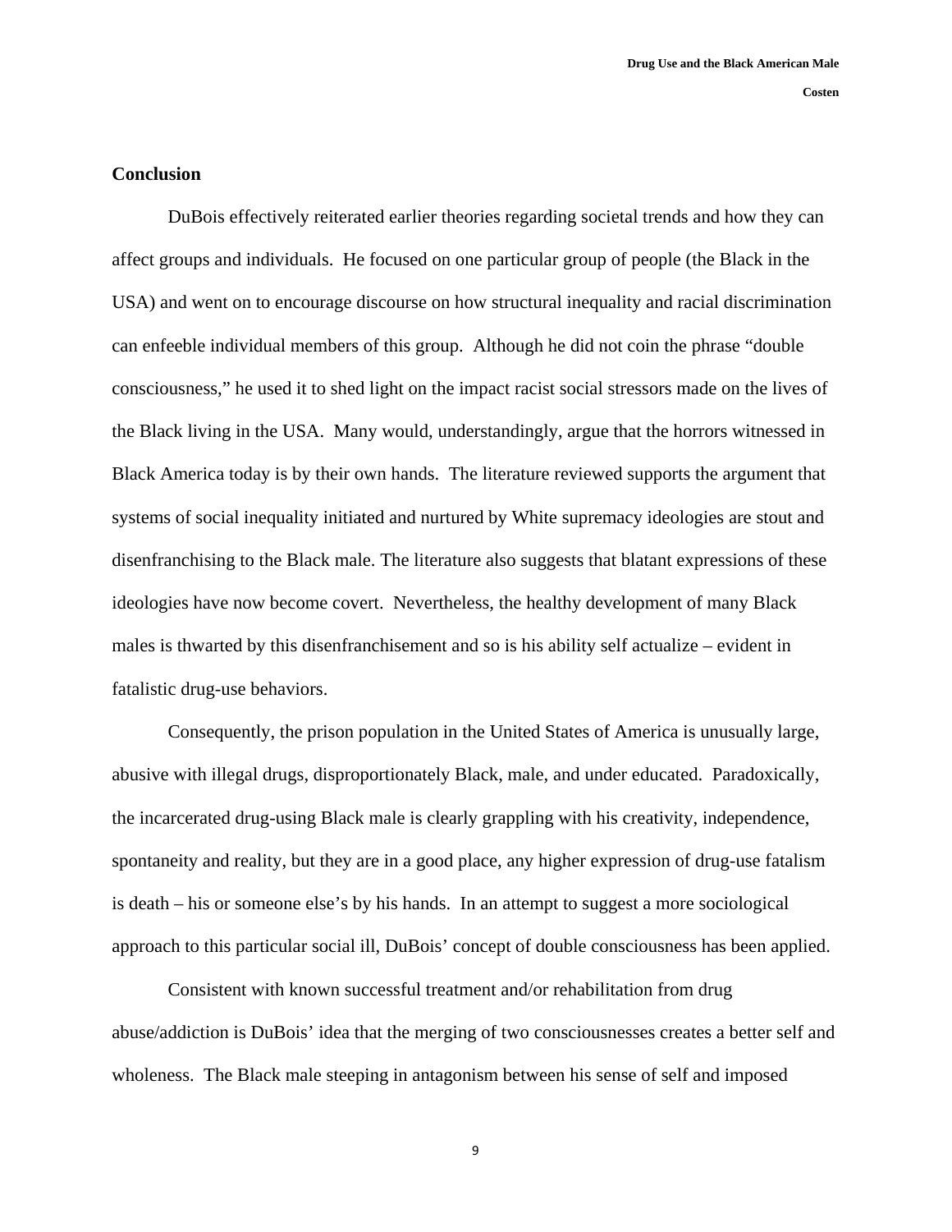## Conclusion

DuBois effectively reiterated earlier theories regarding societal trends and how they can affect groups and individuals. He focused on one particular group of people (the Black in the USA) and went on to encourage discourse on how structural inequality and racial discrimination can enfeeble individual members of this group. Although he did not coin the phrase "double consciousness," he used it to shed light on the impact racist social stressors made on the lives of the Black living in the USA. Many would, understandingly, argue that the horrors witnessed in Black America today is by their own hands. The literature reviewed supports the argument that systems of social inequality initiated and nurtured by White supremacy ideologies are stout and disenfranchising to the Black male. The literature also suggests that blatant expressions of these ideologies have now become covert. Nevertheless, the healthy development of many Black males is thwarted by this disenfranchisement and so is his ability self actualize – evident in fatalistic drug-use behaviors.

Consequently, the prison population in the United States of America is unusually large, abusive with illegal drugs, disproportionately Black, male, and under educated. Paradoxically, the incarcerated drug-using Black male is clearly grappling with his creativity, independence, spontaneity and reality, but they are in a good place, any higher expression of drug-use fatalism is death – his or someone else's by his hands. In an attempt to suggest a more sociological approach to this particular social ill, DuBois' concept of double consciousness has been applied.

Consistent with known successful treatment and/or rehabilitation from drug abuse/addiction is DuBois' idea that the merging of two consciousnesses creates a better self and wholeness. The Black male steeping in antagonism between his sense of self and imposed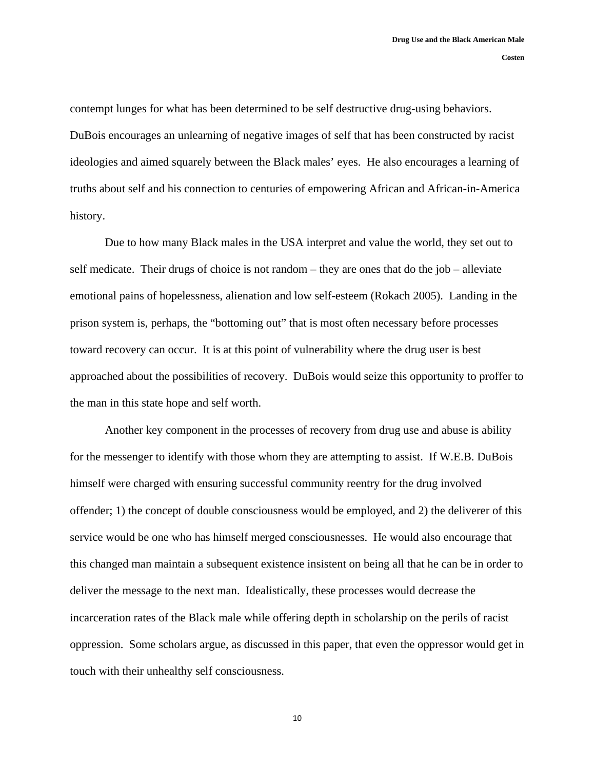contempt lunges for what has been determined to be self destructive drug-using behaviors. DuBois encourages an unlearning of negative images of self that has been constructed by racist ideologies and aimed squarely between the Black males' eyes. He also encourages a learning of truths about self and his connection to centuries of empowering African and African-in-America history.

Due to how many Black males in the USA interpret and value the world, they set out to self medicate. Their drugs of choice is not random – they are ones that do the job – alleviate emotional pains of hopelessness, alienation and low self-esteem (Rokach 2005). Landing in the prison system is, perhaps, the "bottoming out" that is most often necessary before processes toward recovery can occur. It is at this point of vulnerability where the drug user is best approached about the possibilities of recovery. DuBois would seize this opportunity to proffer to the man in this state hope and self worth.

Another key component in the processes of recovery from drug use and abuse is ability for the messenger to identify with those whom they are attempting to assist. If W.E.B. DuBois himself were charged with ensuring successful community reentry for the drug involved offender; 1) the concept of double consciousness would be employed, and 2) the deliverer of this service would be one who has himself merged consciousnesses. He would also encourage that this changed man maintain a subsequent existence insistent on being all that he can be in order to deliver the message to the next man. Idealistically, these processes would decrease the incarceration rates of the Black male while offering depth in scholarship on the perils of racist oppression. Some scholars argue, as discussed in this paper, that even the oppressor would get in touch with their unhealthy self consciousness.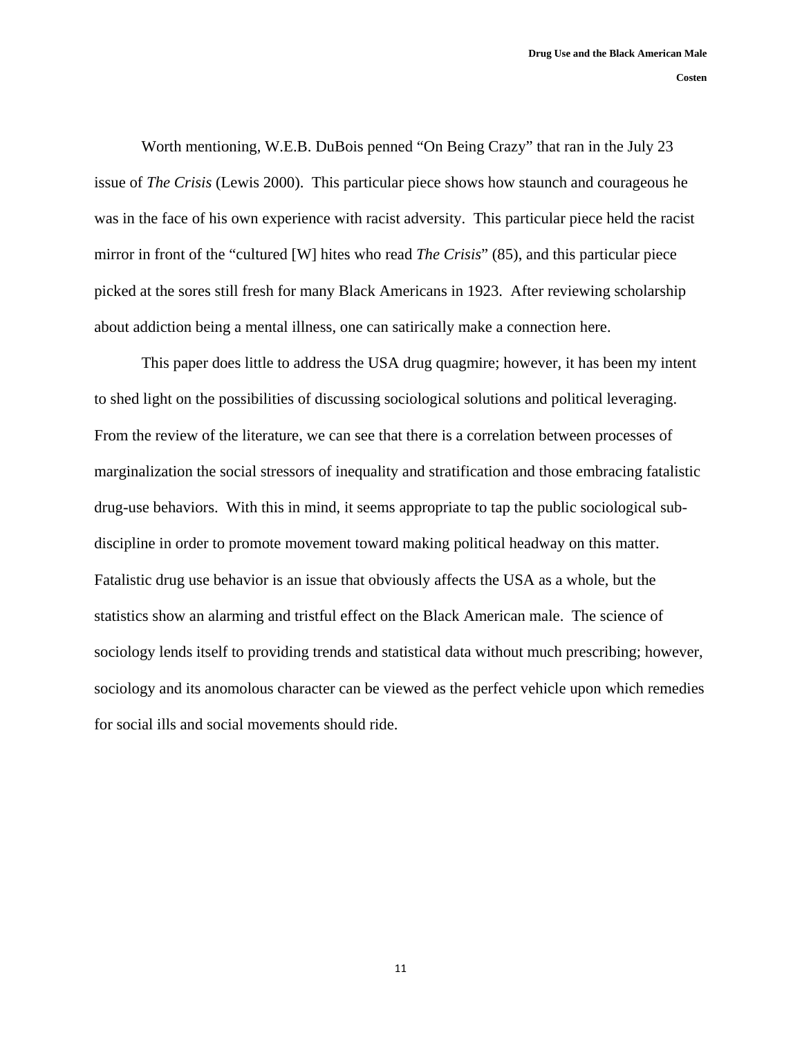Worth mentioning, W.E.B. DuBois penned "On Being Crazy" that ran in the July 23 issue of *The Crisis* (Lewis 2000). This particular piece shows how staunch and courageous he was in the face of his own experience with racist adversity. This particular piece held the racist mirror in front of the "cultured [W] hites who read *The Crisis*" (85), and this particular piece picked at the sores still fresh for many Black Americans in 1923. After reviewing scholarship about addiction being a mental illness, one can satirically make a connection here.

This paper does little to address the USA drug quagmire; however, it has been my intent to shed light on the possibilities of discussing sociological solutions and political leveraging. From the review of the literature, we can see that there is a correlation between processes of marginalization the social stressors of inequality and stratification and those embracing fatalistic drug-use behaviors. With this in mind, it seems appropriate to tap the public sociological sub-discipline in order to promote movement toward making political headway on this matter. Fatalistic drug use behavior is an issue that obviously affects the USA as a whole, but the statistics show an alarming and tristful effect on the Black American male. The science of sociology lends itself to providing trends and statistical data without much prescribing; however, sociology and its anomolous character can be viewed as the perfect vehicle upon which remedies for social ills and social movements should ride.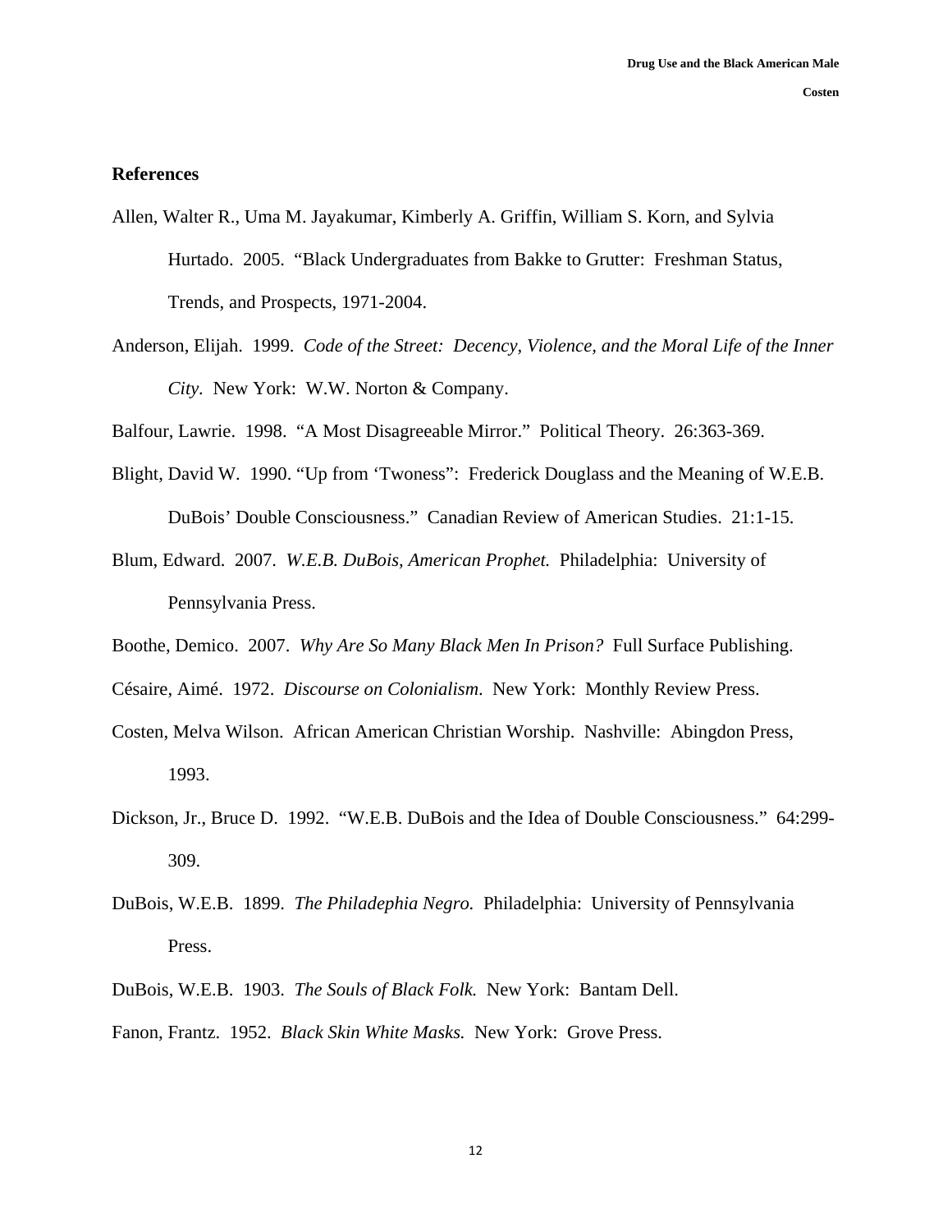## References

Allen, Walter R., Uma M. Jayakumar, Kimberly A. Griffin, William S. Korn, and Sylvia Hurtado. 2005. "Black Undergraduates from Bakke to Grutter: Freshman Status, Trends, and Prospects, 1971-2004.

Anderson, Elijah. 1999. *Code of the Street: Decency, Violence, and the Moral Life of the Inner City*. New York: W.W. Norton & Company.

Balfour, Lawrie. 1998. "A Most Disagreeable Mirror." Political Theory. 26:363-369.

Blight, David W. 1990. "Up from 'Twoness": Frederick Douglass and the Meaning of W.E.B. DuBois' Double Consciousness." Canadian Review of American Studies. 21:1-15.

Blum, Edward. 2007. *W.E.B. DuBois, American Prophet.* Philadelphia: University of Pennsylvania Press.

Boothe, Demico. 2007. *Why Are So Many Black Men In Prison?* Full Surface Publishing.

Césaire, Aimé. 1972. *Discourse on Colonialism*. New York: Monthly Review Press.

Costen, Melva Wilson. African American Christian Worship. Nashville: Abingdon Press, 1993.

Dickson, Jr., Bruce D. 1992. "W.E.B. DuBois and the Idea of Double Consciousness." 64:299-309.

DuBois, W.E.B. 1899. *The Philadephia Negro.* Philadelphia: University of Pennsylvania Press.

DuBois, W.E.B. 1903. *The Souls of Black Folk.* New York: Bantam Dell.

Fanon, Frantz. 1952. *Black Skin White Masks.* New York: Grove Press.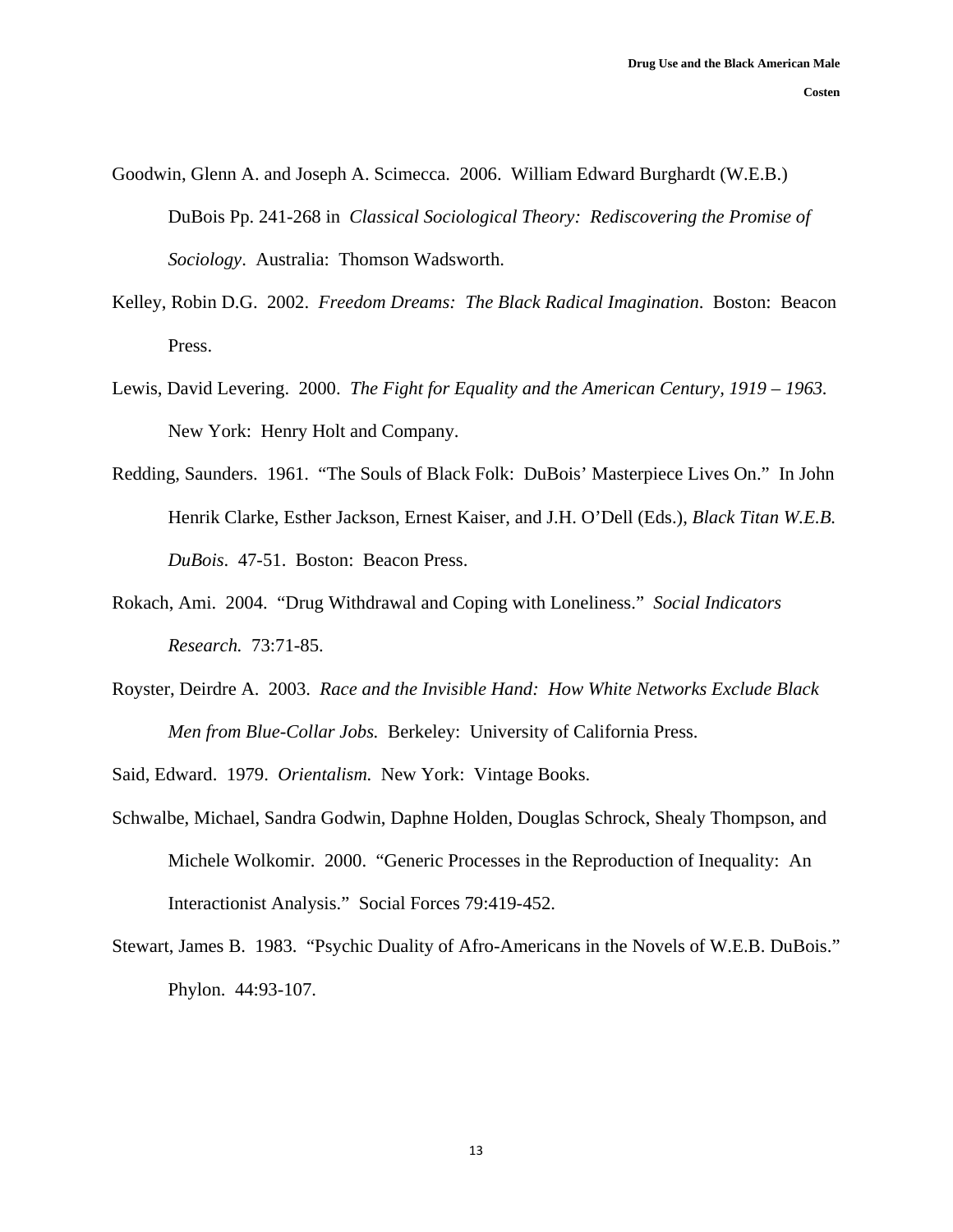Goodwin, Glenn A. and Joseph A. Scimecca. 2006. William Edward Burghardt (W.E.B.) DuBois Pp. 241-268 in *Classical Sociological Theory: Rediscovering the Promise of Sociology*. Australia: Thomson Wadsworth.

Kelley, Robin D.G. 2002. *Freedom Dreams: The Black Radical Imagination*. Boston: Beacon Press.

Lewis, David Levering. 2000. *The Fight for Equality and the American Century, 1919 – 1963*. New York: Henry Holt and Company.

Redding, Saunders. 1961. "The Souls of Black Folk: DuBois' Masterpiece Lives On." In John Henrik Clarke, Esther Jackson, Ernest Kaiser, and J.H. O'Dell (Eds.), *Black Titan W.E.B. DuBois*. 47-51. Boston: Beacon Press.

Rokach, Ami. 2004. "Drug Withdrawal and Coping with Loneliness." *Social Indicators Research.* 73:71-85.

Royster, Deirdre A. 2003. *Race and the Invisible Hand: How White Networks Exclude Black Men from Blue-Collar Jobs.* Berkeley: University of California Press.

Said, Edward. 1979. *Orientalism.* New York: Vintage Books.

Schwalbe, Michael, Sandra Godwin, Daphne Holden, Douglas Schrock, Shealy Thompson, and Michele Wolkomir. 2000. "Generic Processes in the Reproduction of Inequality: An Interactionist Analysis." Social Forces 79:419-452.

Stewart, James B. 1983. "Psychic Duality of Afro-Americans in the Novels of W.E.B. DuBois." Phylon. 44:93-107.